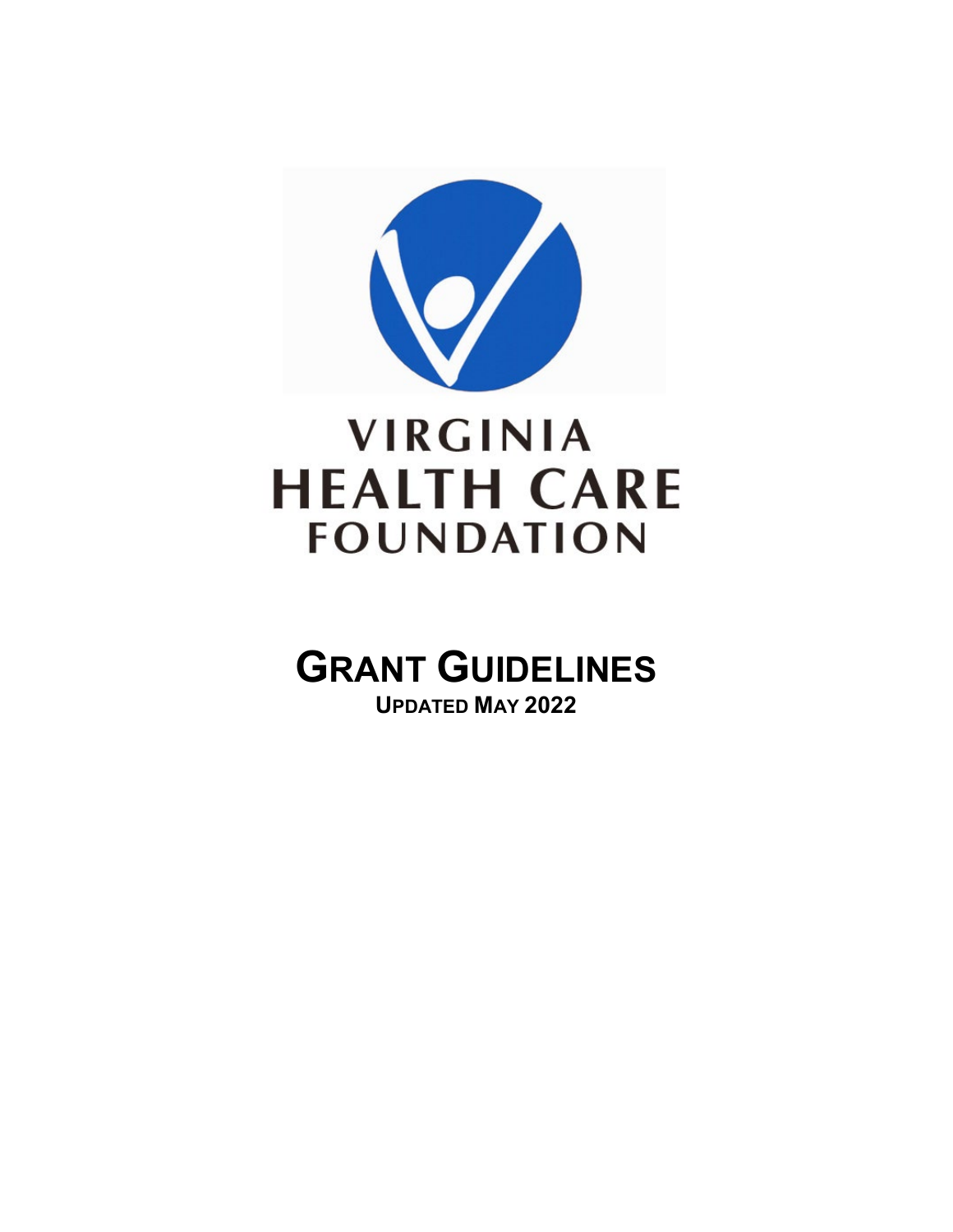# VIRGINIA HEALTH CARE FOUNDATION

# GRANT GUIDELINES

**UPDATED MAY 2022**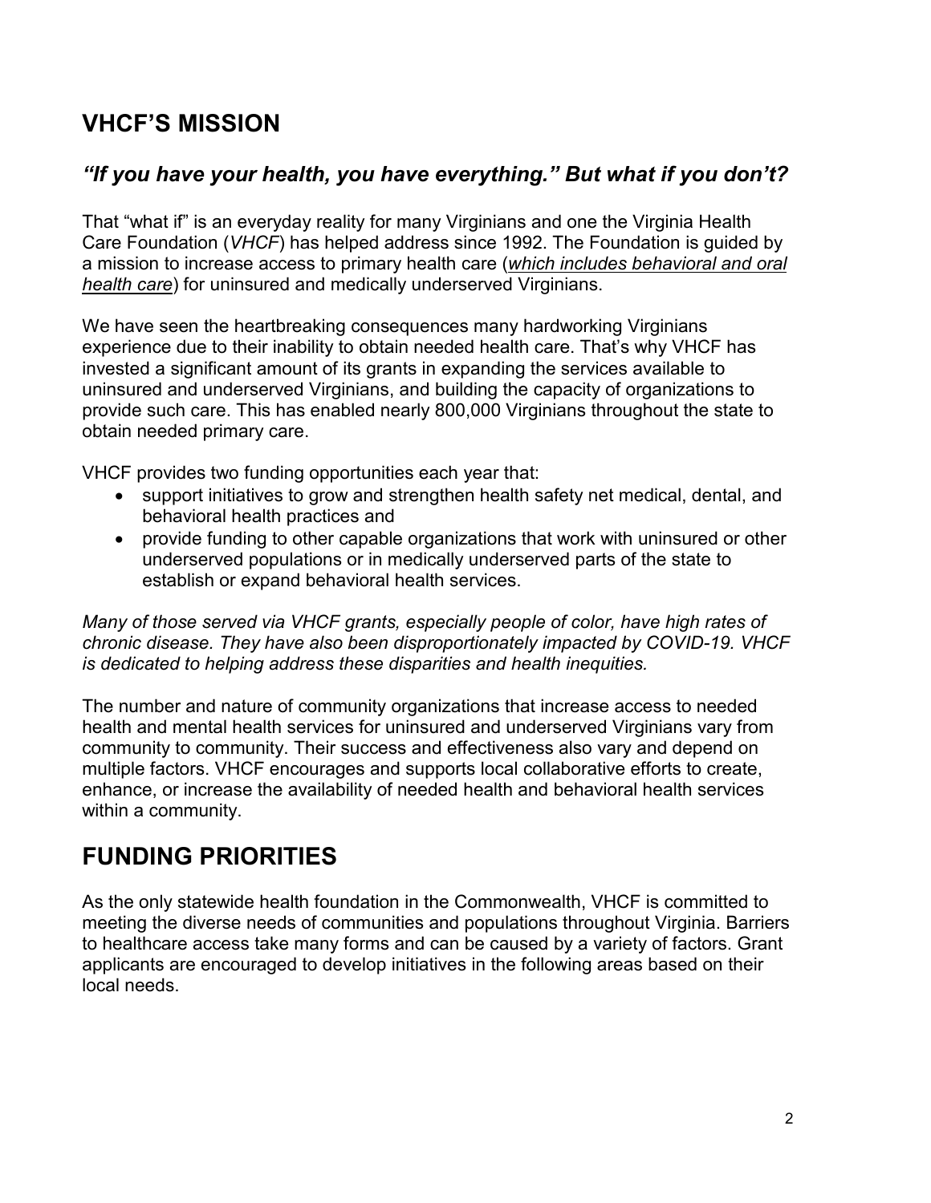## VHCF'S MISSION

### *"If you have your health, you have everything." But what if you don't?*

That "what if" is an everyday reality for many Virginians and one the Virginia Health Care Foundation (*VHCF*) has helped address since 1992. The Foundation is guided by a mission to increase access to primary health care (*which includes behavioral and oral health care*) for uninsured and medically underserved Virginians.

We have seen the heartbreaking consequences many hardworking Virginians experience due to their inability to obtain needed health care. That's why VHCF has invested a significant amount of its grants in expanding the services available to uninsured and underserved Virginians, and building the capacity of organizations to provide such care. This has enabled nearly 800,000 Virginians throughout the state to obtain needed primary care.

VHCF provides two funding opportunities each year that:

- support initiatives to grow and strengthen health safety net medical, dental, and behavioral health practices and
- provide funding to other capable organizations that work with uninsured or other underserved populations or in medically underserved parts of the state to establish or expand behavioral health services.

*Many of those served via VHCF grants, especially people of color, have high rates of chronic disease. They have also been disproportionately impacted by COVID-19. VHCF is dedicated to helping address these disparities and health inequities.*

The number and nature of community organizations that increase access to needed health and mental health services for uninsured and underserved Virginians vary from community to community. Their success and effectiveness also vary and depend on multiple factors. VHCF encourages and supports local collaborative efforts to create, enhance, or increase the availability of needed health and behavioral health services within a community.

## FUNDING PRIORITIES

As the only statewide health foundation in the Commonwealth, VHCF is committed to meeting the diverse needs of communities and populations throughout Virginia. Barriers to healthcare access take many forms and can be caused by a variety of factors. Grant applicants are encouraged to develop initiatives in the following areas based on their local needs.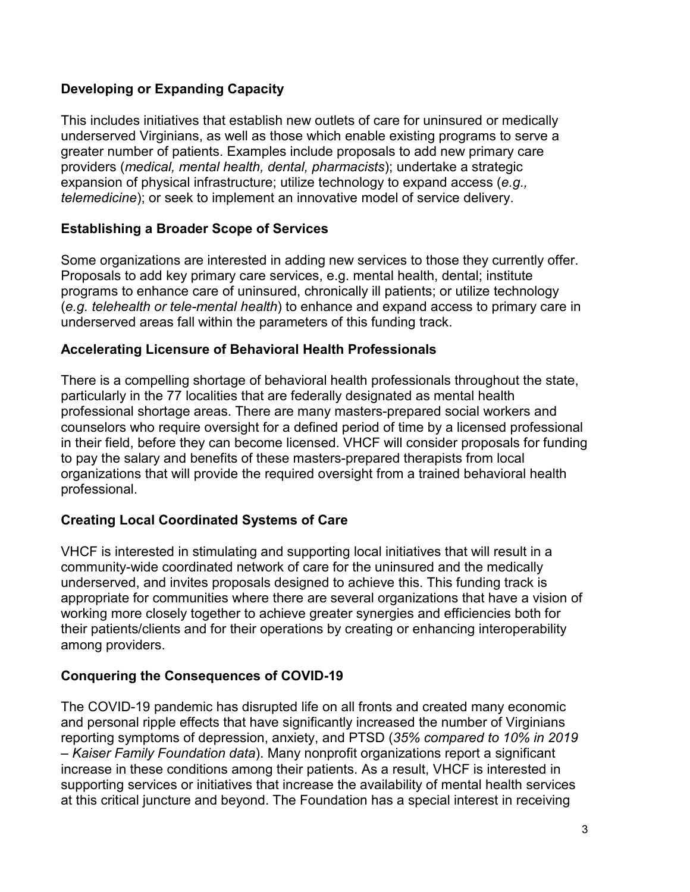**Developing or Expanding Capacity**

This includes initiatives that establish new outlets of care for uninsured or medically underserved Virginians, as well as those which enable existing programs to serve a greater number of patients. Examples include proposals to add new primary care providers (*medical, mental health, dental, pharmacists*); undertake a strategic expansion of physical infrastructure; utilize technology to expand access (*e.g., telemedicine*); or seek to implement an innovative model of service delivery.

**Establishing a Broader Scope of Services**

Some organizations are interested in adding new services to those they currently offer. Proposals to add key primary care services, e.g. mental health, dental; institute programs to enhance care of uninsured, chronically ill patients; or utilize technology (*e.g. telehealth or tele-mental health*) to enhance and expand access to primary care in underserved areas fall within the parameters of this funding track.

**Accelerating Licensure of Behavioral Health Professionals**

There is a compelling shortage of behavioral health professionals throughout the state, particularly in the 77 localities that are federally designated as mental health professional shortage areas. There are many masters-prepared social workers and counselors who require oversight for a defined period of time by a licensed professional in their field, before they can become licensed. VHCF will consider proposals for funding to pay the salary and benefits of these masters-prepared therapists from local organizations that will provide the required oversight from a trained behavioral health professional.

**Creating Local Coordinated Systems of Care**

VHCF is interested in stimulating and supporting local initiatives that will result in a community-wide coordinated network of care for the uninsured and the medically underserved, and invites proposals designed to achieve this. This funding track is appropriate for communities where there are several organizations that have a vision of working more closely together to achieve greater synergies and efficiencies both for their patients/clients and for their operations by creating or enhancing interoperability among providers.

**Conquering the Consequences of COVID-19**

The COVID-19 pandemic has disrupted life on all fronts and created many economic and personal ripple effects that have significantly increased the number of Virginians reporting symptoms of depression, anxiety, and PTSD (*35% compared to 10% in 2019 – Kaiser Family Foundation data*). Many nonprofit organizations report a significant increase in these conditions among their patients. As a result, VHCF is interested in supporting services or initiatives that increase the availability of mental health services at this critical juncture and beyond. The Foundation has a special interest in receiving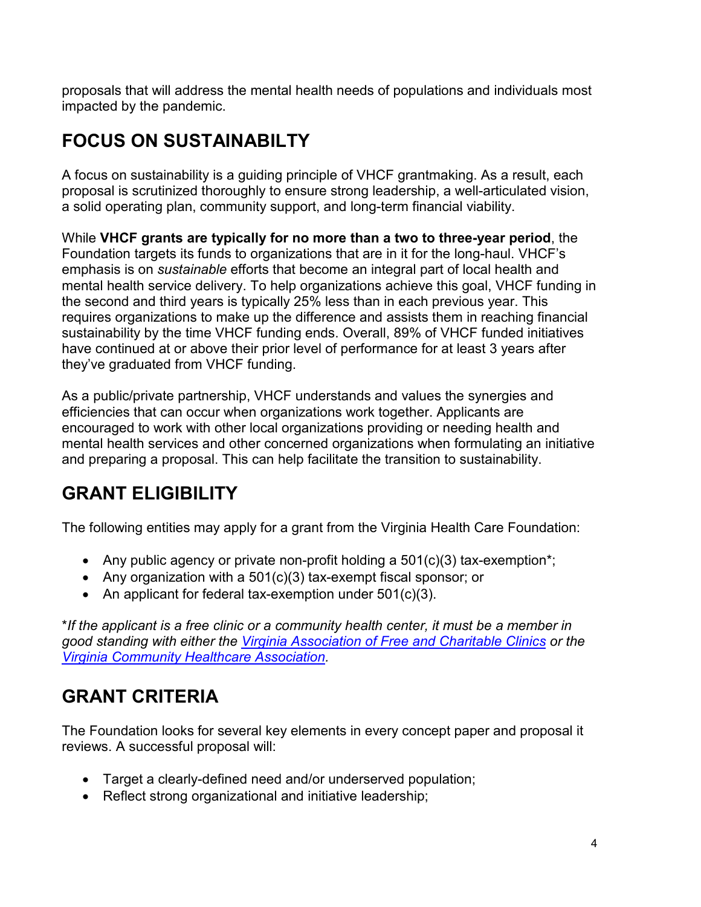proposals that will address the mental health needs of populations and individuals most impacted by the pandemic.

## FOCUS ON SUSTAINABILTY

A focus on sustainability is a guiding principle of VHCF grantmaking. As a result, each proposal is scrutinized thoroughly to ensure strong leadership, a well-articulated vision, a solid operating plan, community support, and long-term financial viability.

While **VHCF grants are typically for no more than a two to three-year period**, the Foundation targets its funds to organizations that are in it for the long-haul. VHCF's emphasis is on *sustainable* efforts that become an integral part of local health and mental health service delivery. To help organizations achieve this goal, VHCF funding in the second and third years is typically 25% less than in each previous year. This requires organizations to make up the difference and assists them in reaching financial sustainability by the time VHCF funding ends. Overall, 89% of VHCF funded initiatives have continued at or above their prior level of performance for at least 3 years after they've graduated from VHCF funding.

As a public/private partnership, VHCF understands and values the synergies and efficiencies that can occur when organizations work together. Applicants are encouraged to work with other local organizations providing or needing health and mental health services and other concerned organizations when formulating an initiative and preparing a proposal. This can help facilitate the transition to sustainability.

## GRANT ELIGIBILITY

The following entities may apply for a grant from the Virginia Health Care Foundation:

- Any public agency or private non-profit holding a 501(c)(3) tax-exemption*;
- Any organization with a 501(c)(3) tax-exempt fiscal sponsor; or
- An applicant for federal tax-exemption under 501(c)(3).

**If the applicant is a free clinic or a community health center, it must be a member in good standing with either the [Virginia Association of Free and Charitable Clinics]() or the [Virginia Community Healthcare Association]().*

## GRANT CRITERIA

The Foundation looks for several key elements in every concept paper and proposal it reviews. A successful proposal will:

- Target a clearly-defined need and/or underserved population;
- Reflect strong organizational and initiative leadership;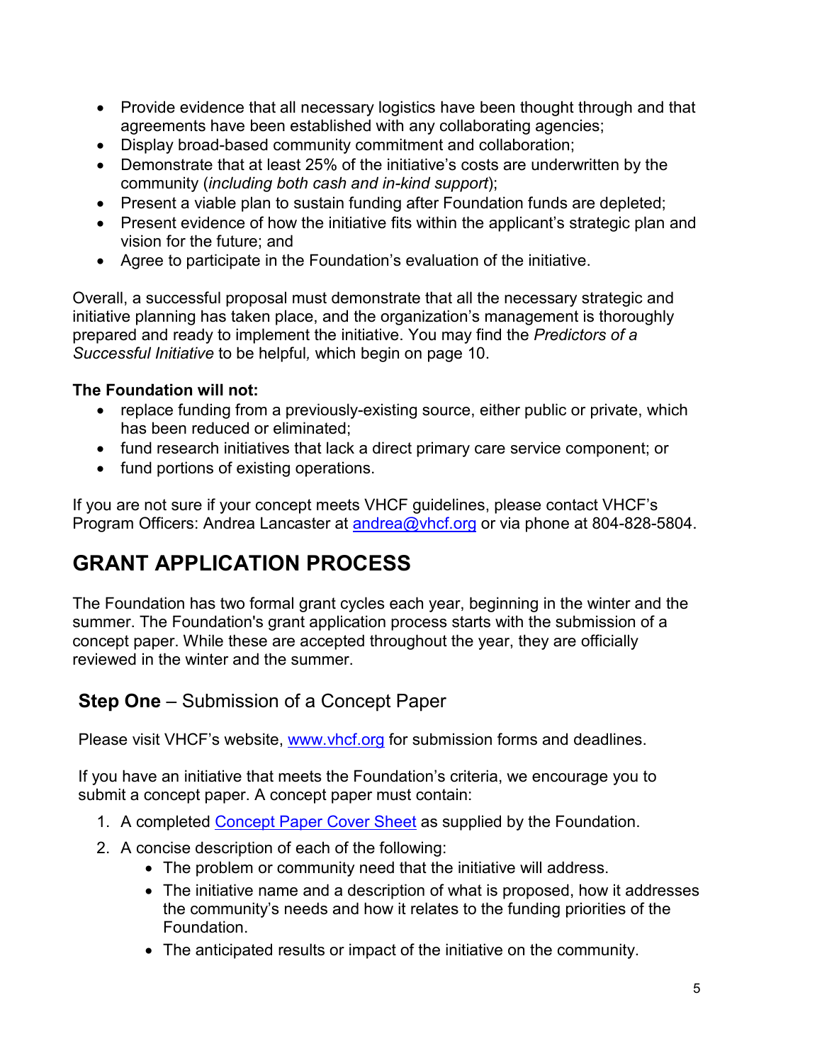- Provide evidence that all necessary logistics have been thought through and that agreements have been established with any collaborating agencies;
- Display broad-based community commitment and collaboration;
- Demonstrate that at least 25% of the initiative's costs are underwritten by the community (*including both cash and in-kind support*);
- Present a viable plan to sustain funding after Foundation funds are depleted;
- Present evidence of how the initiative fits within the applicant's strategic plan and vision for the future; and
- Agree to participate in the Foundation's evaluation of the initiative.

Overall, a successful proposal must demonstrate that all the necessary strategic and initiative planning has taken place, and the organization's management is thoroughly prepared and ready to implement the initiative. You may find the *Predictors of a Successful Initiative* to be helpful, which begin on page 10.

**The Foundation will not:**

- replace funding from a previously-existing source, either public or private, which has been reduced or eliminated;
- fund research initiatives that lack a direct primary care service component; or
- fund portions of existing operations.

If you are not sure if your concept meets VHCF guidelines, please contact VHCF's Program Officers: Andrea Lancaster at [andrea@vhcf.org](mailto:andrea@vhcf.org) or via phone at 804-828-5804.

# GRANT APPLICATION PROCESS

The Foundation has two formal grant cycles each year, beginning in the winter and the summer. The Foundation's grant application process starts with the submission of a concept paper. While these are accepted throughout the year, they are officially reviewed in the winter and the summer.

## **Step One** – Submission of a Concept Paper

Please visit VHCF's website, [www.vhcf.org](http://www.vhcf.org) for submission forms and deadlines.

If you have an initiative that meets the Foundation's criteria, we encourage you to submit a concept paper. A concept paper must contain:

1. A completed [Concept Paper Cover Sheet](#) as supplied by the Foundation.
2. A concise description of each of the following:
   - The problem or community need that the initiative will address.
   - The initiative name and a description of what is proposed, how it addresses the community's needs and how it relates to the funding priorities of the Foundation.
   - The anticipated results or impact of the initiative on the community.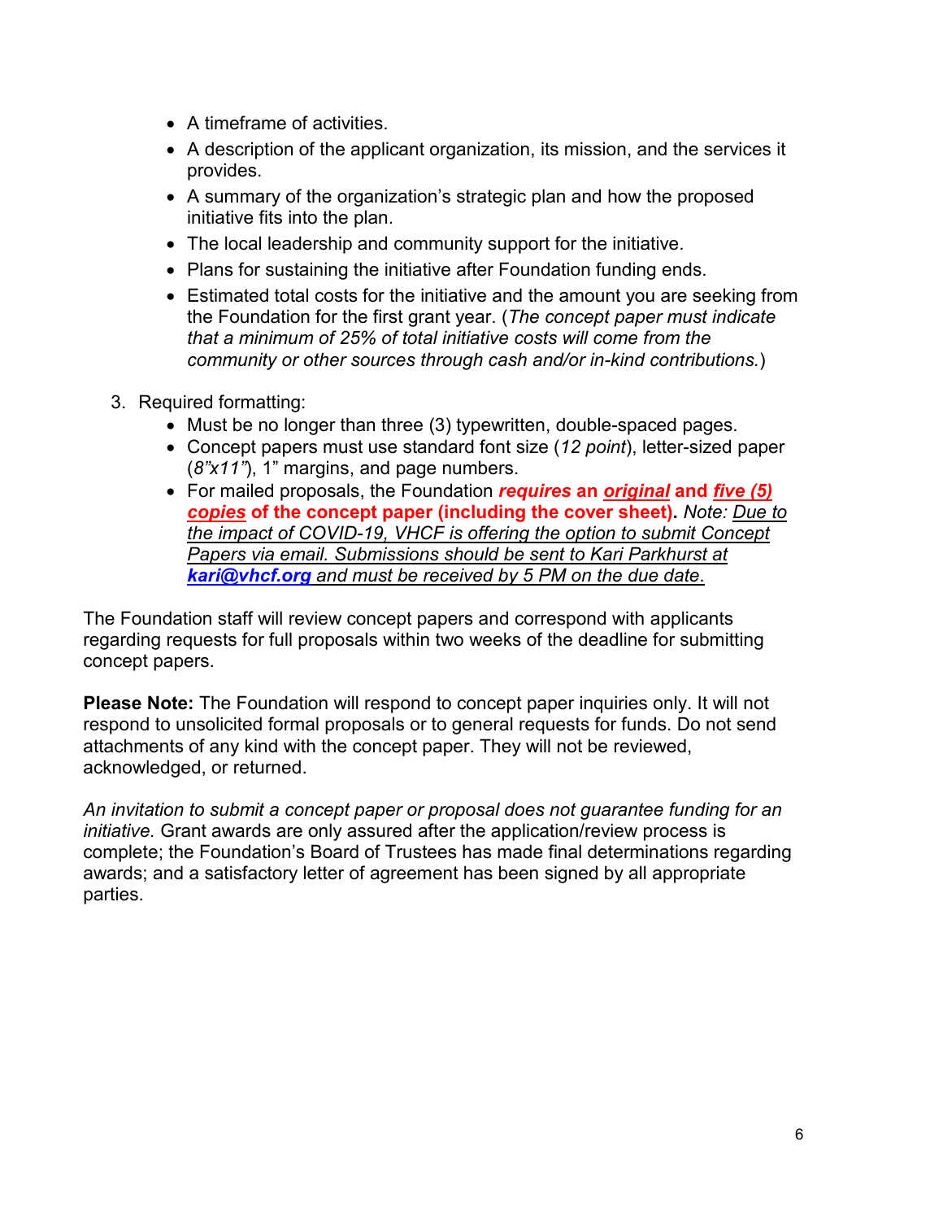- A timeframe of activities.
- A description of the applicant organization, its mission, and the services it provides.
- A summary of the organization's strategic plan and how the proposed initiative fits into the plan.
- The local leadership and community support for the initiative.
- Plans for sustaining the initiative after Foundation funding ends.
- Estimated total costs for the initiative and the amount you are seeking from the Foundation for the first grant year. (*The concept paper must indicate that a minimum of 25% of total initiative costs will come from the community or other sources through cash and/or in-kind contributions.*)

3. Required formatting:
   - Must be no longer than three (3) typewritten, double-spaced pages.
   - Concept papers must use standard font size (*12 point*), letter-sized paper (*8"x11"*), 1" margins, and page numbers.
   - For mailed proposals, the Foundation ***requires*** **an *original* and *five (5) copies* of the concept paper (including the cover sheet).** *Note: Due to the impact of COVID-19, VHCF is offering the option to submit Concept Papers via email. Submissions should be sent to Kari Parkhurst at* ***kari@vhcf.org*** *and must be received by 5 PM on the due date.*

The Foundation staff will review concept papers and correspond with applicants regarding requests for full proposals within two weeks of the deadline for submitting concept papers.

**Please Note:** The Foundation will respond to concept paper inquiries only. It will not respond to unsolicited formal proposals or to general requests for funds. Do not send attachments of any kind with the concept paper. They will not be reviewed, acknowledged, or returned.

*An invitation to submit a concept paper or proposal does not guarantee funding for an initiative.* Grant awards are only assured after the application/review process is complete; the Foundation's Board of Trustees has made final determinations regarding awards; and a satisfactory letter of agreement has been signed by all appropriate parties.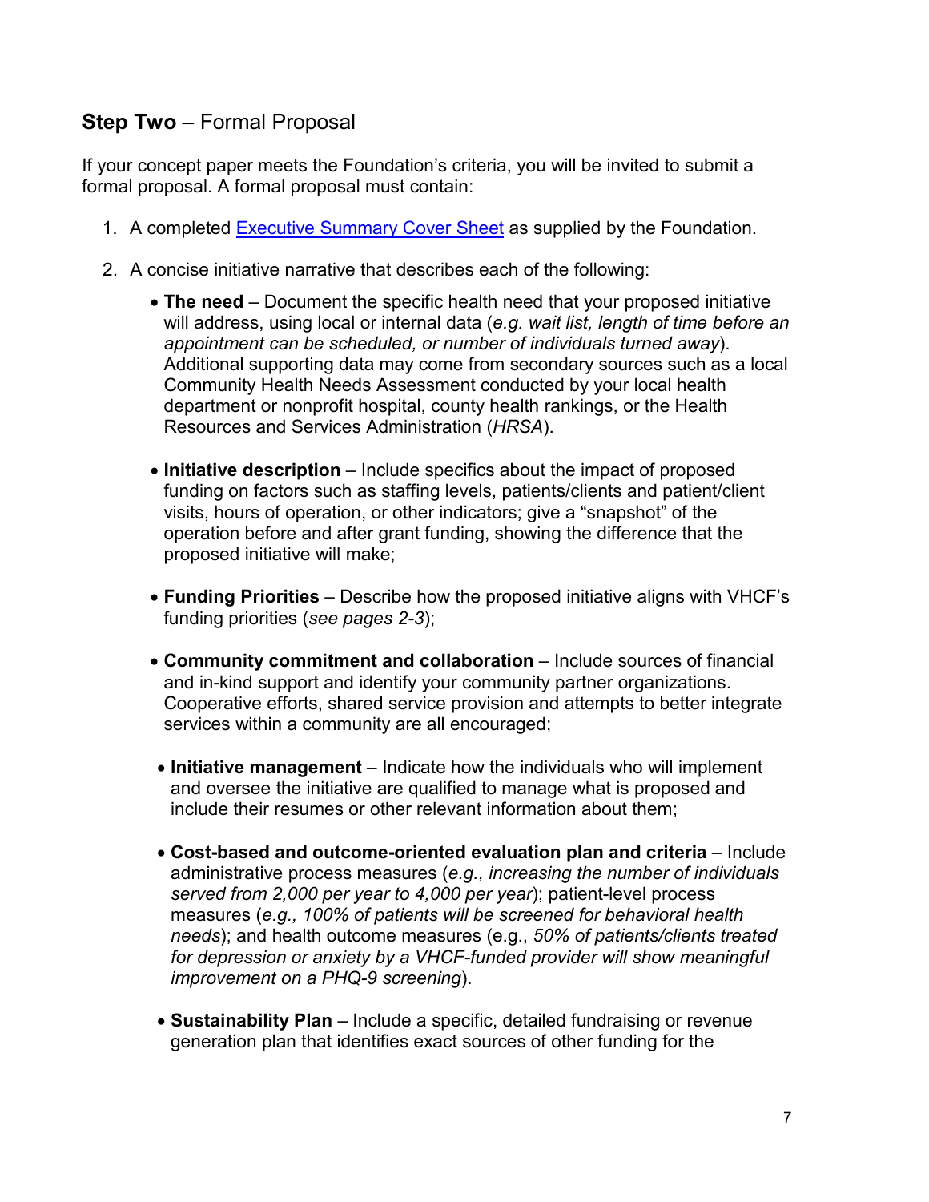## **Step Two** – Formal Proposal

If your concept paper meets the Foundation's criteria, you will be invited to submit a formal proposal. A formal proposal must contain:

1. A completed Executive Summary Cover Sheet as supplied by the Foundation.

2. A concise initiative narrative that describes each of the following:

    - **The need** – Document the specific health need that your proposed initiative will address, using local or internal data (*e.g. wait list, length of time before an appointment can be scheduled, or number of individuals turned away*). Additional supporting data may come from secondary sources such as a local Community Health Needs Assessment conducted by your local health department or nonprofit hospital, county health rankings, or the Health Resources and Services Administration (*HRSA*).

    - **Initiative description** – Include specifics about the impact of proposed funding on factors such as staffing levels, patients/clients and patient/client visits, hours of operation, or other indicators; give a "snapshot" of the operation before and after grant funding, showing the difference that the proposed initiative will make;

    - **Funding Priorities** – Describe how the proposed initiative aligns with VHCF's funding priorities (*see pages 2-3*);

    - **Community commitment and collaboration** – Include sources of financial and in-kind support and identify your community partner organizations. Cooperative efforts, shared service provision and attempts to better integrate services within a community are all encouraged;

    - **Initiative management** – Indicate how the individuals who will implement and oversee the initiative are qualified to manage what is proposed and include their resumes or other relevant information about them;

    - **Cost-based and outcome-oriented evaluation plan and criteria** – Include administrative process measures (*e.g., increasing the number of individuals served from 2,000 per year to 4,000 per year*); patient-level process measures (*e.g., 100% of patients will be screened for behavioral health needs*); and health outcome measures (e.g., *50% of patients/clients treated for depression or anxiety by a VHCF-funded provider will show meaningful improvement on a PHQ-9 screening*).

    - **Sustainability Plan** – Include a specific, detailed fundraising or revenue generation plan that identifies exact sources of other funding for the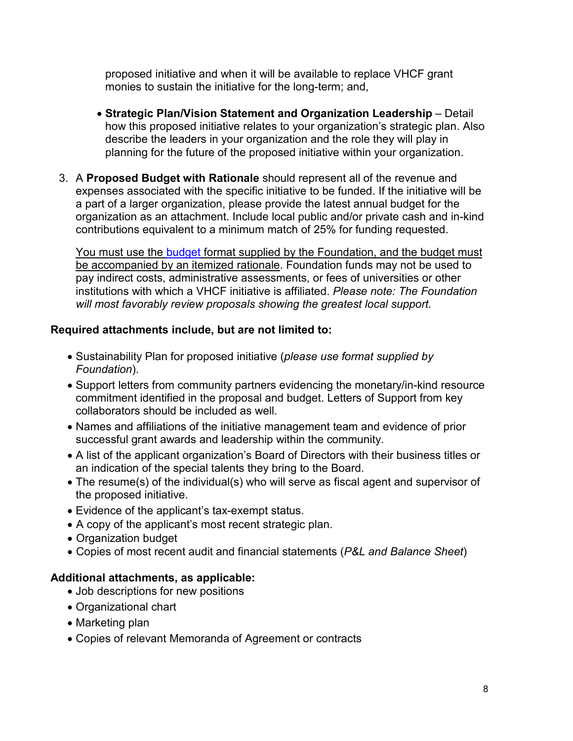proposed initiative and when it will be available to replace VHCF grant monies to sustain the initiative for the long-term; and,

- **Strategic Plan/Vision Statement and Organization Leadership** – Detail how this proposed initiative relates to your organization's strategic plan. Also describe the leaders in your organization and the role they will play in planning for the future of the proposed initiative within your organization.

3. A **Proposed Budget with Rationale** should represent all of the revenue and expenses associated with the specific initiative to be funded. If the initiative will be a part of a larger organization, please provide the latest annual budget for the organization as an attachment. Include local public and/or private cash and in-kind contributions equivalent to a minimum match of 25% for funding requested.

   You must use the budget format supplied by the Foundation, and the budget must be accompanied by an itemized rationale. Foundation funds may not be used to pay indirect costs, administrative assessments, or fees of universities or other institutions with which a VHCF initiative is affiliated. *Please note: The Foundation will most favorably review proposals showing the greatest local support.*

**Required attachments include, but are not limited to:**

- Sustainability Plan for proposed initiative (*please use format supplied by Foundation*).
- Support letters from community partners evidencing the monetary/in-kind resource commitment identified in the proposal and budget. Letters of Support from key collaborators should be included as well.
- Names and affiliations of the initiative management team and evidence of prior successful grant awards and leadership within the community.
- A list of the applicant organization's Board of Directors with their business titles or an indication of the special talents they bring to the Board.
- The resume(s) of the individual(s) who will serve as fiscal agent and supervisor of the proposed initiative.
- Evidence of the applicant's tax-exempt status.
- A copy of the applicant's most recent strategic plan.
- Organization budget
- Copies of most recent audit and financial statements (*P&L and Balance Sheet*)

**Additional attachments, as applicable:**

- Job descriptions for new positions
- Organizational chart
- Marketing plan
- Copies of relevant Memoranda of Agreement or contracts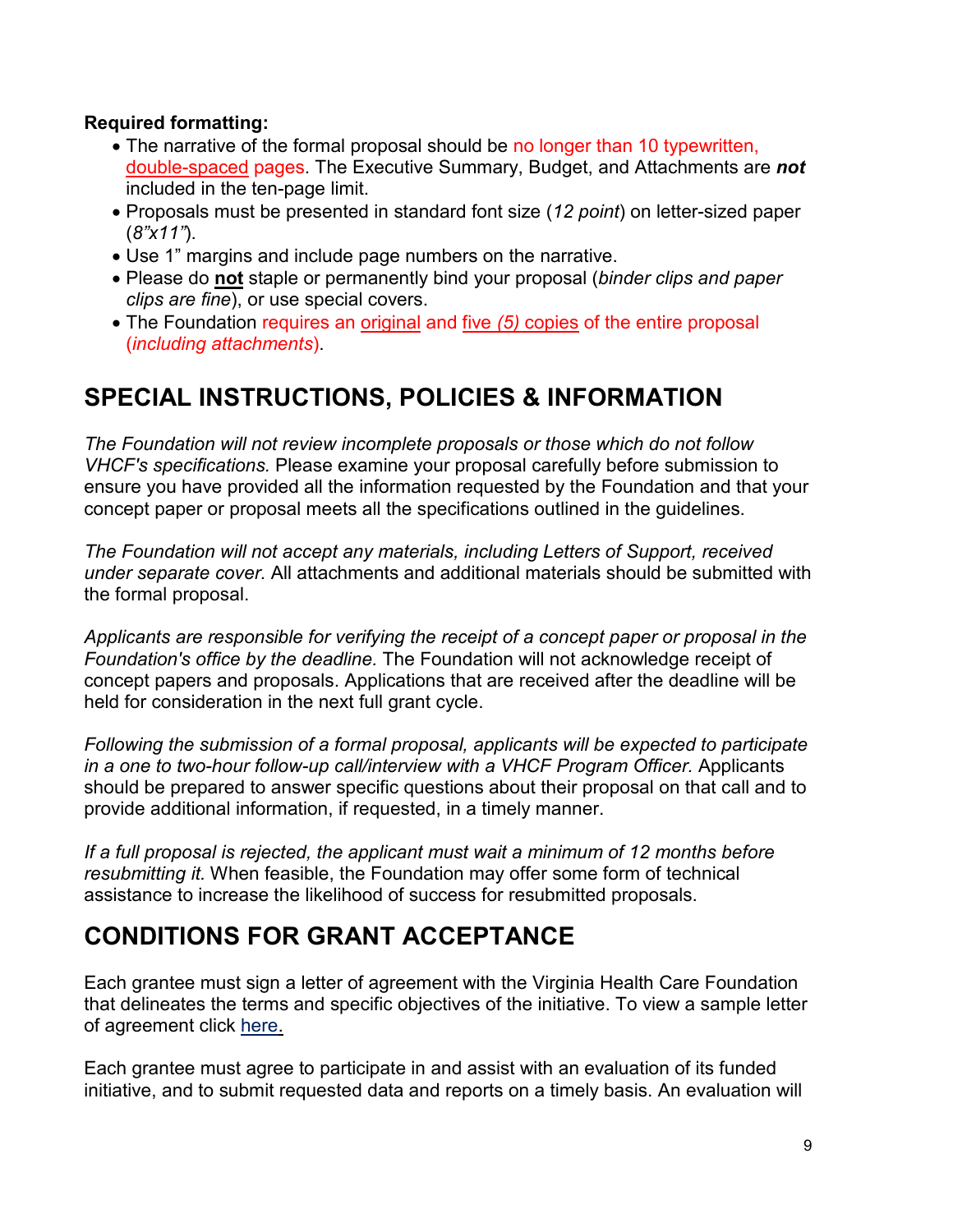**Required formatting:**

- The narrative of the formal proposal should be no longer than 10 typewritten, double-spaced pages. The Executive Summary, Budget, and Attachments are ***not*** included in the ten-page limit.
- Proposals must be presented in standard font size (*12 point*) on letter-sized paper (*8"x11"*).
- Use 1" margins and include page numbers on the narrative.
- Please do **not** staple or permanently bind your proposal (*binder clips and paper clips are fine*), or use special covers.
- The Foundation requires an original and five *(5)* copies of the entire proposal (*including attachments*).

## SPECIAL INSTRUCTIONS, POLICIES & INFORMATION

*The Foundation will not review incomplete proposals or those which do not follow VHCF's specifications.* Please examine your proposal carefully before submission to ensure you have provided all the information requested by the Foundation and that your concept paper or proposal meets all the specifications outlined in the guidelines.

*The Foundation will not accept any materials, including Letters of Support, received under separate cover.* All attachments and additional materials should be submitted with the formal proposal.

*Applicants are responsible for verifying the receipt of a concept paper or proposal in the Foundation's office by the deadline.* The Foundation will not acknowledge receipt of concept papers and proposals. Applications that are received after the deadline will be held for consideration in the next full grant cycle.

*Following the submission of a formal proposal, applicants will be expected to participate in a one to two-hour follow-up call/interview with a VHCF Program Officer.* Applicants should be prepared to answer specific questions about their proposal on that call and to provide additional information, if requested, in a timely manner.

*If a full proposal is rejected, the applicant must wait a minimum of 12 months before resubmitting it.* When feasible, the Foundation may offer some form of technical assistance to increase the likelihood of success for resubmitted proposals.

## CONDITIONS FOR GRANT ACCEPTANCE

Each grantee must sign a letter of agreement with the Virginia Health Care Foundation that delineates the terms and specific objectives of the initiative. To view a sample letter of agreement click here.

Each grantee must agree to participate in and assist with an evaluation of its funded initiative, and to submit requested data and reports on a timely basis. An evaluation will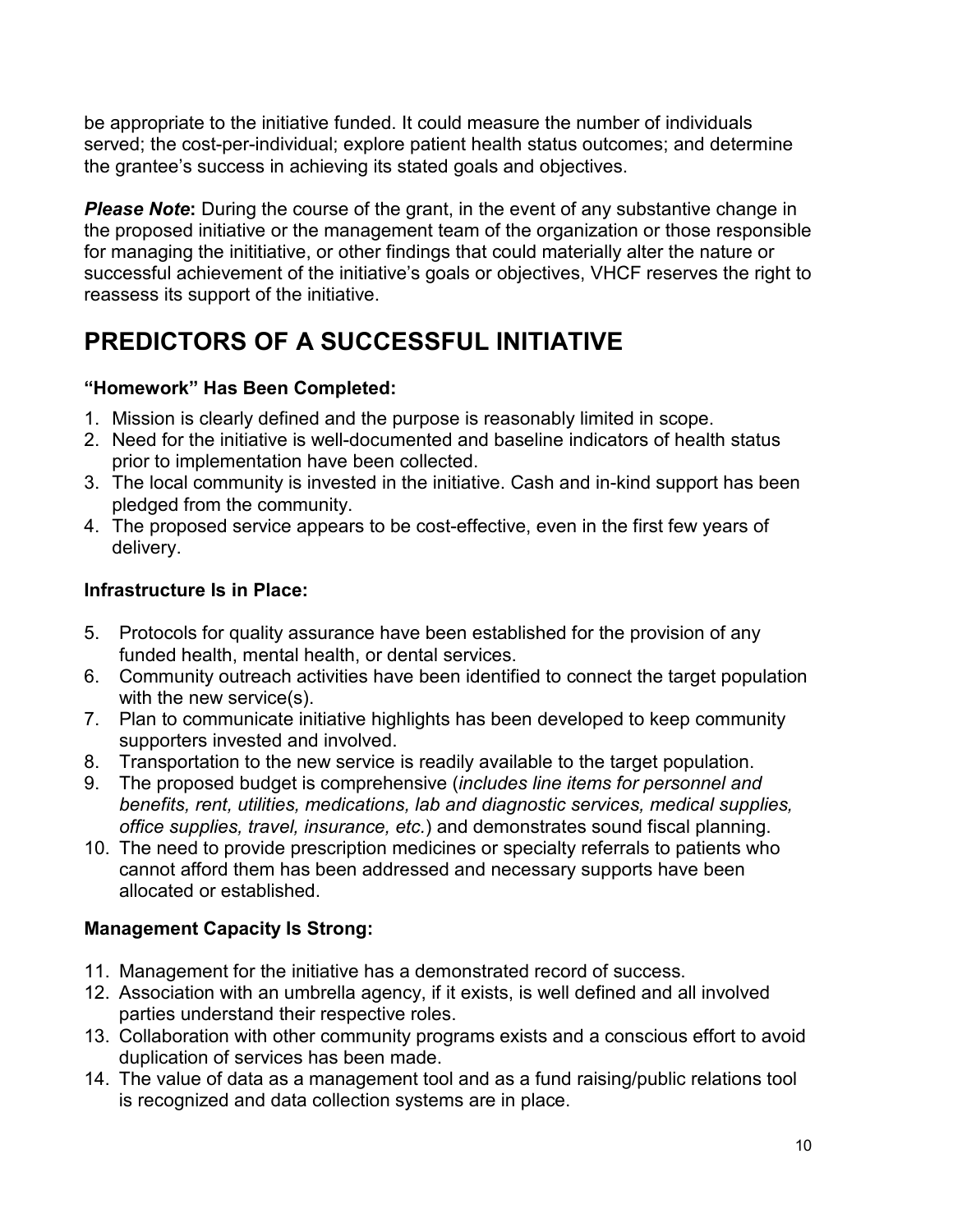be appropriate to the initiative funded. It could measure the number of individuals served; the cost-per-individual; explore patient health status outcomes; and determine the grantee's success in achieving its stated goals and objectives.

***Please Note*:** During the course of the grant, in the event of any substantive change in the proposed initiative or the management team of the organization or those responsible for managing the inititiative, or other findings that could materially alter the nature or successful achievement of the initiative's goals or objectives, VHCF reserves the right to reassess its support of the initiative.

# PREDICTORS OF A SUCCESSFUL INITIATIVE

**"Homework" Has Been Completed:**

1. Mission is clearly defined and the purpose is reasonably limited in scope.
2. Need for the initiative is well-documented and baseline indicators of health status prior to implementation have been collected.
3. The local community is invested in the initiative. Cash and in-kind support has been pledged from the community.
4. The proposed service appears to be cost-effective, even in the first few years of delivery.

**Infrastructure Is in Place:**

5. Protocols for quality assurance have been established for the provision of any funded health, mental health, or dental services.
6. Community outreach activities have been identified to connect the target population with the new service(s).
7. Plan to communicate initiative highlights has been developed to keep community supporters invested and involved.
8. Transportation to the new service is readily available to the target population.
9. The proposed budget is comprehensive (*includes line items for personnel and benefits, rent, utilities, medications, lab and diagnostic services, medical supplies, office supplies, travel, insurance, etc.*) and demonstrates sound fiscal planning.
10. The need to provide prescription medicines or specialty referrals to patients who cannot afford them has been addressed and necessary supports have been allocated or established.

**Management Capacity Is Strong:**

11. Management for the initiative has a demonstrated record of success.
12. Association with an umbrella agency, if it exists, is well defined and all involved parties understand their respective roles.
13. Collaboration with other community programs exists and a conscious effort to avoid duplication of services has been made.
14. The value of data as a management tool and as a fund raising/public relations tool is recognized and data collection systems are in place.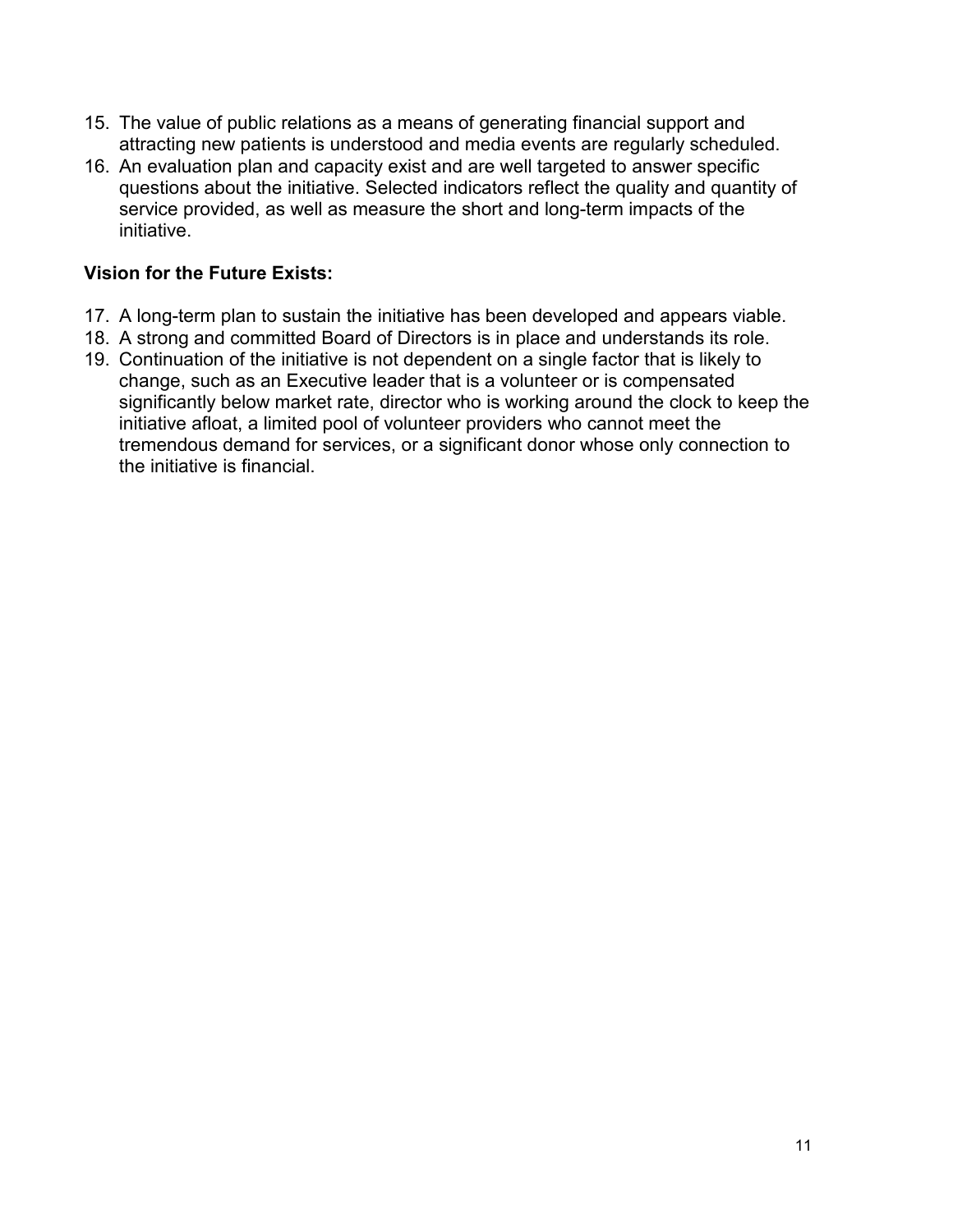15. The value of public relations as a means of generating financial support and attracting new patients is understood and media events are regularly scheduled.
16. An evaluation plan and capacity exist and are well targeted to answer specific questions about the initiative. Selected indicators reflect the quality and quantity of service provided, as well as measure the short and long-term impacts of the initiative.

**Vision for the Future Exists:**

17. A long-term plan to sustain the initiative has been developed and appears viable.
18. A strong and committed Board of Directors is in place and understands its role.
19. Continuation of the initiative is not dependent on a single factor that is likely to change, such as an Executive leader that is a volunteer or is compensated significantly below market rate, director who is working around the clock to keep the initiative afloat, a limited pool of volunteer providers who cannot meet the tremendous demand for services, or a significant donor whose only connection to the initiative is financial.